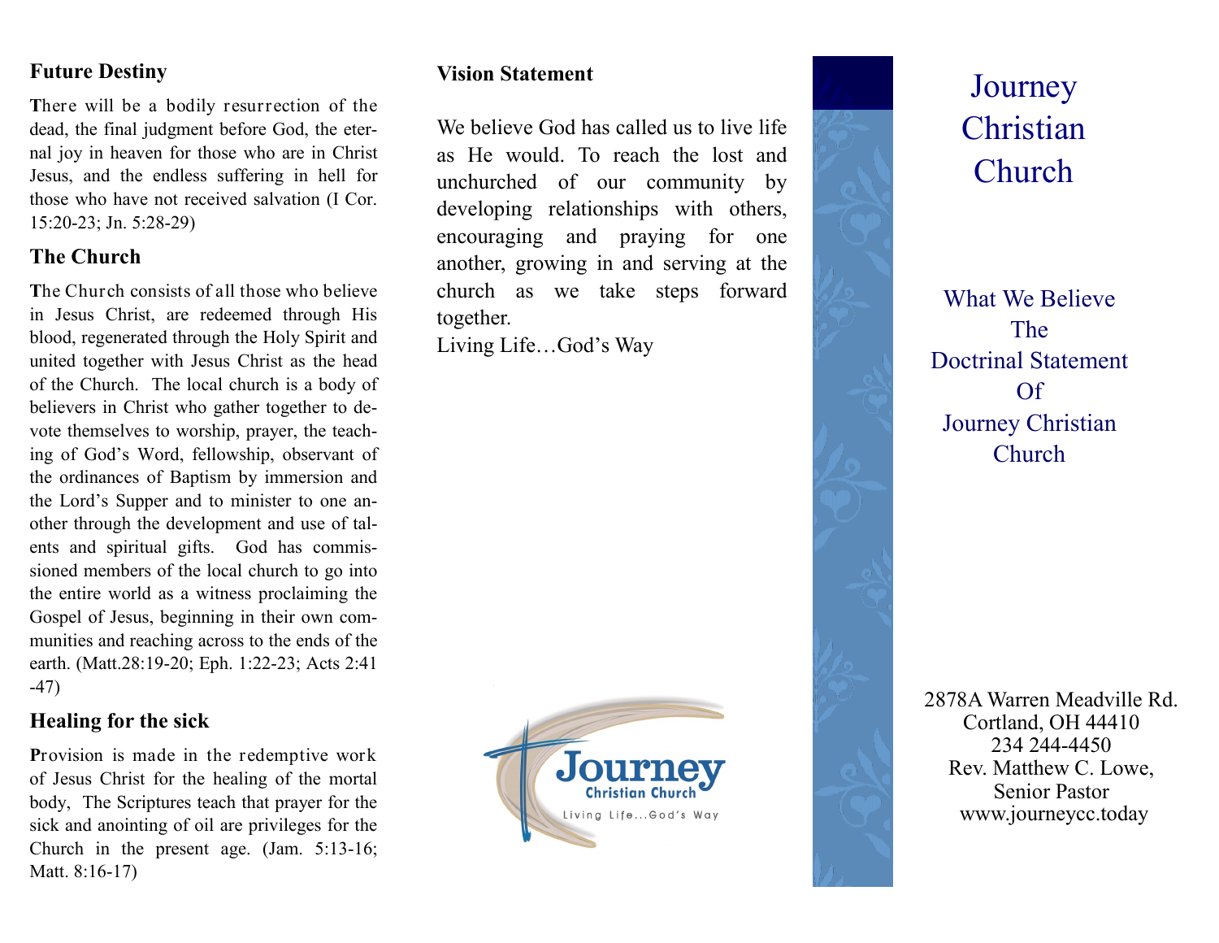## Future Destiny

There will be a bodily resurrection of the dead, the final judgment before God, the eternal joy in heaven for those who are in Christ Jesus, and the endless suffering in hell for those who have not received salvation (I Cor. 15:20-23; Jn. 5:28-29)

## The Church

The Church consists of all those who believe in Jesus Christ, are redeemed through His blood, regenerated through the Holy Spirit and united together with Jesus Christ as the head of the Church. The local church is a body of believers in Christ who gather together to devote themselves to worship, prayer, the teaching of God's Word, fellowship, observant of the ordinances of Baptism by immersion and the Lord's Supper and to minister to one another through the development and use of talents and spiritual gifts. God has commissioned members of the local church to go into the entire world as a witness proclaiming the Gospel of Jesus, beginning in their own communities and reaching across to the ends of the earth. (Matt.28:19-20; Eph. 1:22-23; Acts 2:41-47)

## Healing for the sick

Provision is made in the redemptive work of Jesus Christ for the healing of the mortal body, The Scriptures teach that prayer for the sick and anointing of oil are privileges for the Church in the present age. (Jam. 5:13-16; Matt. 8:16-17)

## Vision Statement

We believe God has called us to live life as He would. To reach the lost and unchurched of our community by developing relationships with others, encouraging and praying for one another, growing in and serving at the church as we take steps forward together.

Living Life…God's Way

Journey Christian Church

Living Life...God's Way

# Journey Christian Church

What We Believe
The
Doctrinal Statement
Of
Journey Christian Church

2878A Warren Meadville Rd.
Cortland, OH 44410
234 244-4450
Rev. Matthew C. Lowe,
Senior Pastor
www.journeycc.today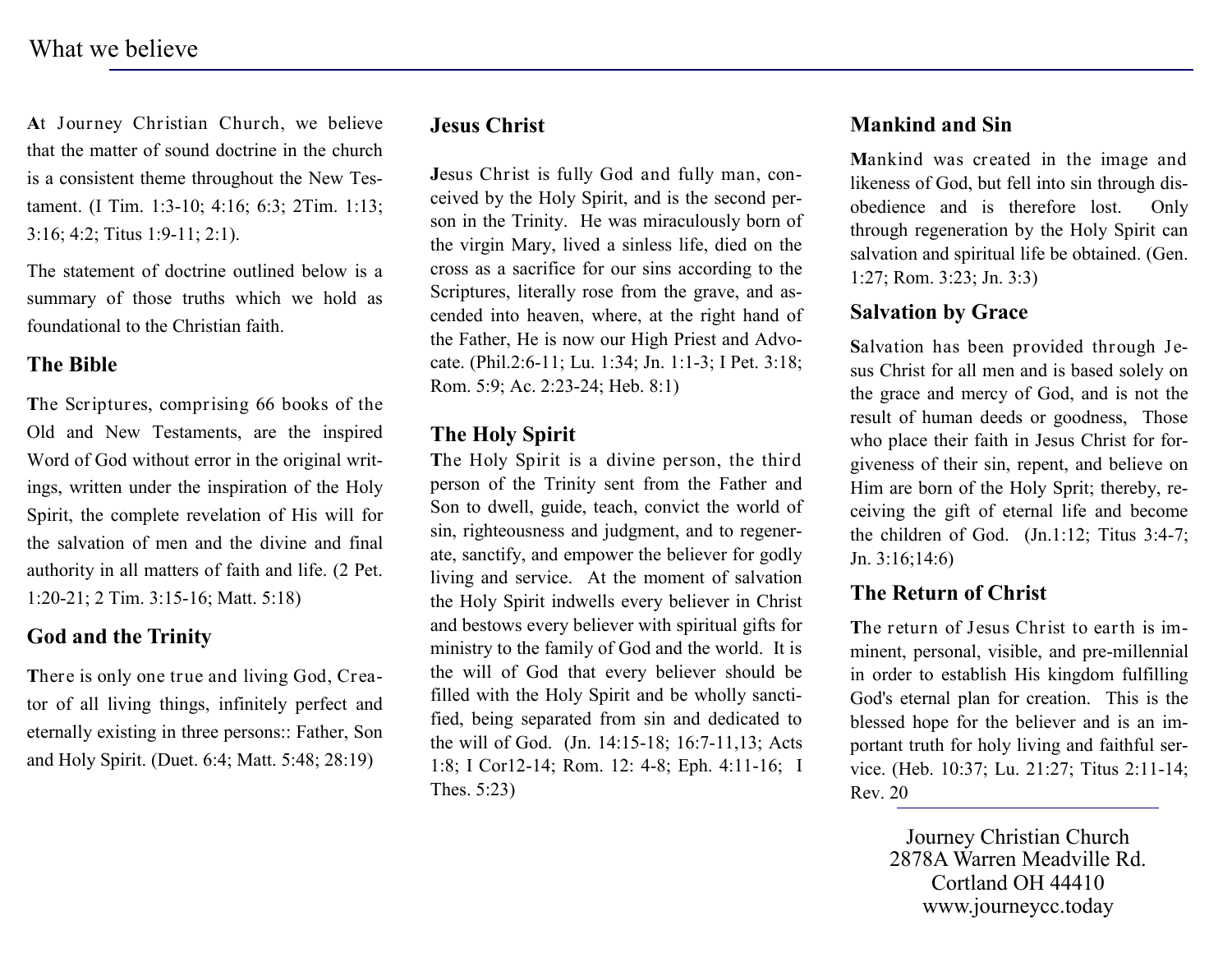# What we believe

At Journey Christian Church, we believe that the matter of sound doctrine in the church is a consistent theme throughout the New Testament. (I Tim. 1:3-10; 4:16; 6:3; 2Tim. 1:13; 3:16; 4:2; Titus 1:9-11; 2:1).

The statement of doctrine outlined below is a summary of those truths which we hold as foundational to the Christian faith.

## The Bible

The Scriptures, comprising 66 books of the Old and New Testaments, are the inspired Word of God without error in the original writings, written under the inspiration of the Holy Spirit, the complete revelation of His will for the salvation of men and the divine and final authority in all matters of faith and life. (2 Pet. 1:20-21; 2 Tim. 3:15-16; Matt. 5:18)

## God and the Trinity

There is only one true and living God, Creator of all living things, infinitely perfect and eternally existing in three persons:: Father, Son and Holy Spirit. (Duet. 6:4; Matt. 5:48; 28:19)

## Jesus Christ

Jesus Christ is fully God and fully man, conceived by the Holy Spirit, and is the second person in the Trinity. He was miraculously born of the virgin Mary, lived a sinless life, died on the cross as a sacrifice for our sins according to the Scriptures, literally rose from the grave, and ascended into heaven, where, at the right hand of the Father, He is now our High Priest and Advocate. (Phil.2:6-11; Lu. 1:34; Jn. 1:1-3; I Pet. 3:18; Rom. 5:9; Ac. 2:23-24; Heb. 8:1)

## The Holy Spirit

The Holy Spirit is a divine person, the third person of the Trinity sent from the Father and Son to dwell, guide, teach, convict the world of sin, righteousness and judgment, and to regenerate, sanctify, and empower the believer for godly living and service. At the moment of salvation the Holy Spirit indwells every believer in Christ and bestows every believer with spiritual gifts for ministry to the family of God and the world. It is the will of God that every believer should be filled with the Holy Spirit and be wholly sanctified, being separated from sin and dedicated to the will of God. (Jn. 14:15-18; 16:7-11,13; Acts 1:8; I Cor12-14; Rom. 12: 4-8; Eph. 4:11-16; I Thes. 5:23)

## Mankind and Sin

Mankind was created in the image and likeness of God, but fell into sin through disobedience and is therefore lost. Only through regeneration by the Holy Spirit can salvation and spiritual life be obtained. (Gen. 1:27; Rom. 3:23; Jn. 3:3)

## Salvation by Grace

Salvation has been provided through Jesus Christ for all men and is based solely on the grace and mercy of God, and is not the result of human deeds or goodness, Those who place their faith in Jesus Christ for forgiveness of their sin, repent, and believe on Him are born of the Holy Sprit; thereby, receiving the gift of eternal life and become the children of God. (Jn.1:12; Titus 3:4-7; Jn. 3:16;14:6)

## The Return of Christ

The return of Jesus Christ to earth is imminent, personal, visible, and pre-millennial in order to establish His kingdom fulfilling God's eternal plan for creation. This is the blessed hope for the believer and is an important truth for holy living and faithful service. (Heb. 10:37; Lu. 21:27; Titus 2:11-14; Rev. 20

---

Journey Christian Church
2878A Warren Meadville Rd.
Cortland OH 44410
www.journeycc.today